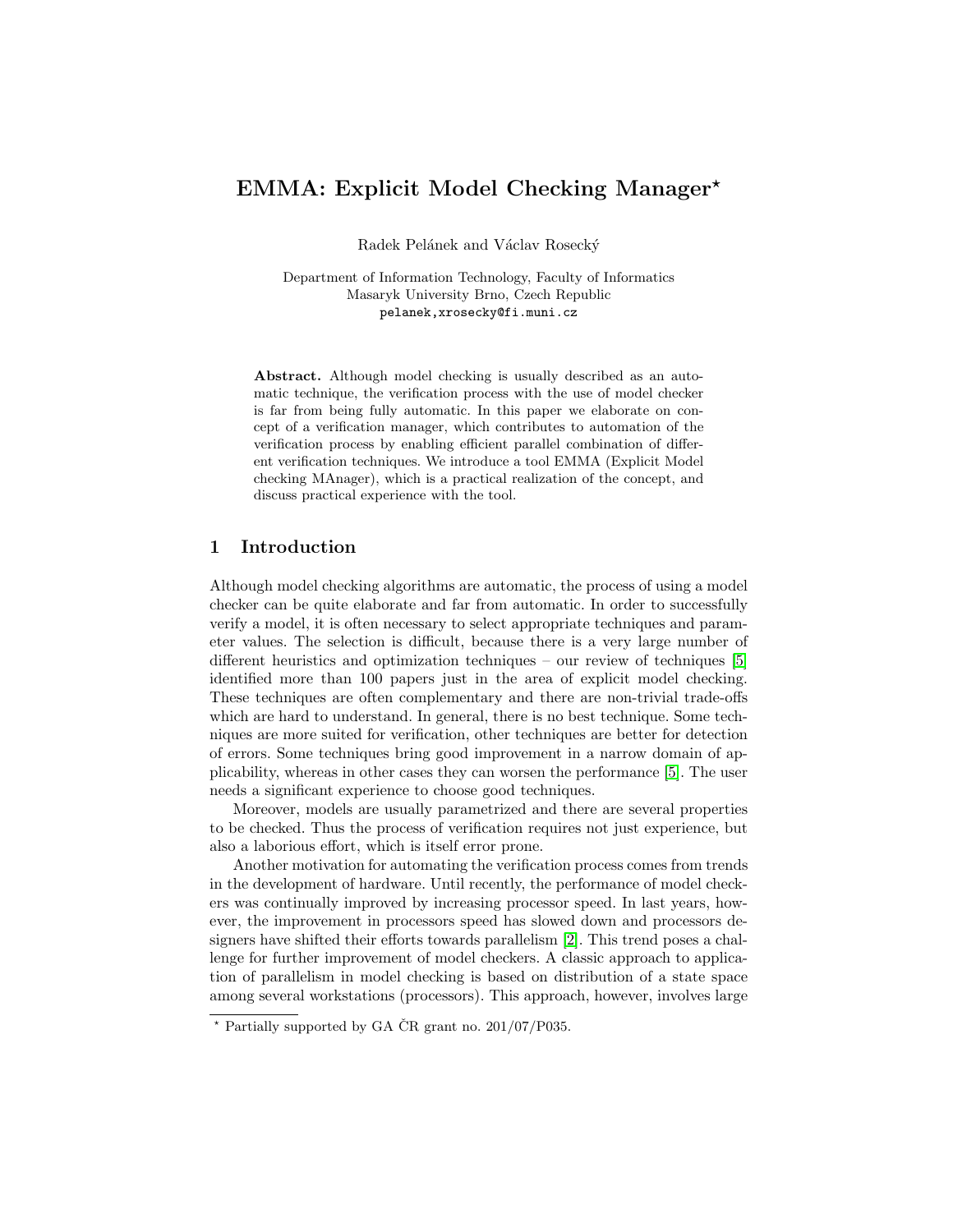# EMMA: Explicit Model Checking Manager*

Radek Pelánek and Václav Rosecký

Department of Information Technology, Faculty of Informatics
Masaryk University Brno, Czech Republic
pelanek,xrosecky@fi.muni.cz

**Abstract.** Although model checking is usually described as an automatic technique, the verification process with the use of model checker is far from being fully automatic. In this paper we elaborate on concept of a verification manager, which contributes to automation of the verification process by enabling efficient parallel combination of different verification techniques. We introduce a tool EMMA (Explicit Model checking MAnager), which is a practical realization of the concept, and discuss practical experience with the tool.

## 1 Introduction

Although model checking algorithms are automatic, the process of using a model checker can be quite elaborate and far from automatic. In order to successfully verify a model, it is often necessary to select appropriate techniques and parameter values. The selection is difficult, because there is a very large number of different heuristics and optimization techniques – our review of techniques [5] identified more than 100 papers just in the area of explicit model checking. These techniques are often complementary and there are non-trivial trade-offs which are hard to understand. In general, there is no best technique. Some techniques are more suited for verification, other techniques are better for detection of errors. Some techniques bring good improvement in a narrow domain of applicability, whereas in other cases they can worsen the performance [5]. The user needs a significant experience to choose good techniques.

Moreover, models are usually parametrized and there are several properties to be checked. Thus the process of verification requires not just experience, but also a laborious effort, which is itself error prone.

Another motivation for automating the verification process comes from trends in the development of hardware. Until recently, the performance of model checkers was continually improved by increasing processor speed. In last years, however, the improvement in processors speed has slowed down and processors designers have shifted their efforts towards parallelism [2]. This trend poses a challenge for further improvement of model checkers. A classic approach to application of parallelism in model checking is based on distribution of a state space among several workstations (processors). This approach, however, involves large

* Partially supported by GA ČR grant no. 201/07/P035.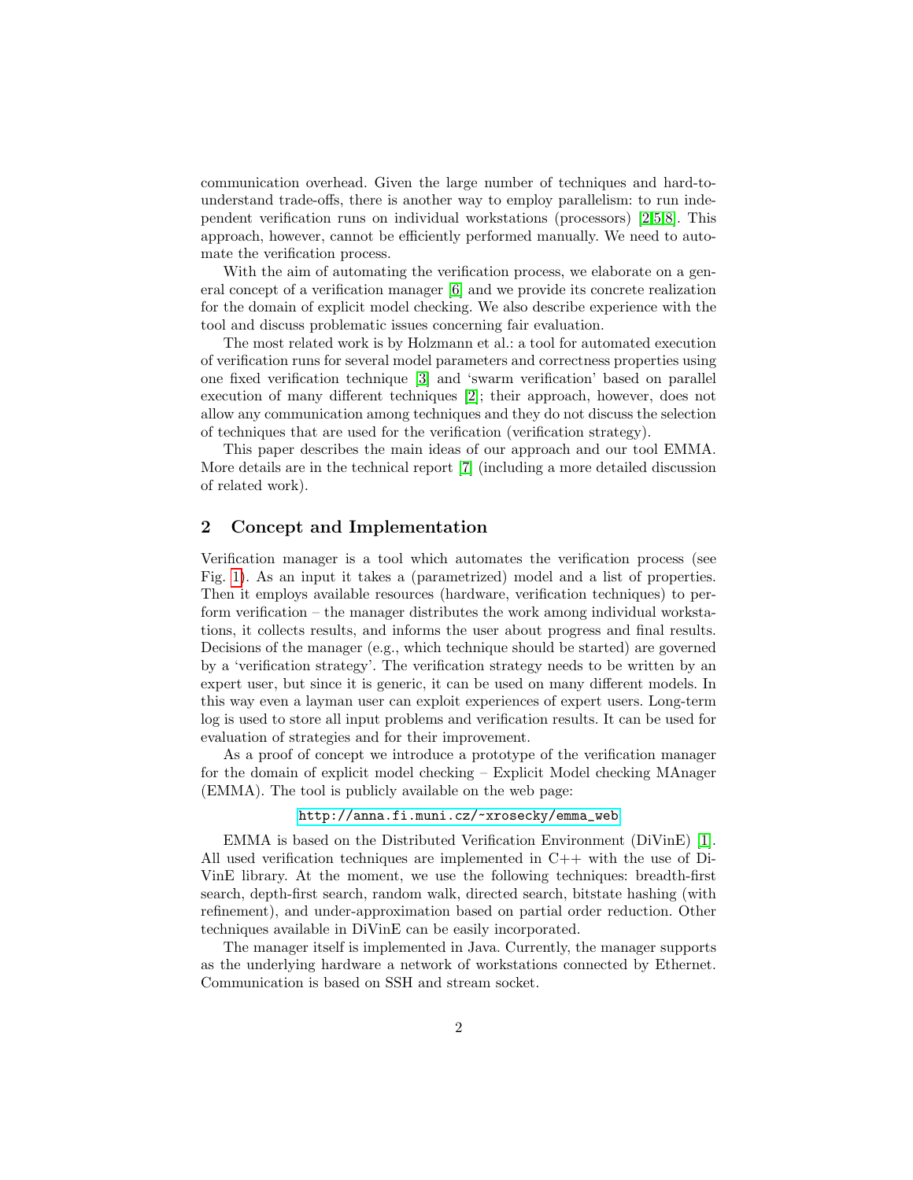communication overhead. Given the large number of techniques and hard-to-understand trade-offs, there is another way to employ parallelism: to run independent verification runs on individual workstations (processors) [2,5,8]. This approach, however, cannot be efficiently performed manually. We need to automate the verification process.

With the aim of automating the verification process, we elaborate on a general concept of a verification manager [6] and we provide its concrete realization for the domain of explicit model checking. We also describe experience with the tool and discuss problematic issues concerning fair evaluation.

The most related work is by Holzmann et al.: a tool for automated execution of verification runs for several model parameters and correctness properties using one fixed verification technique [3] and 'swarm verification' based on parallel execution of many different techniques [2]; their approach, however, does not allow any communication among techniques and they do not discuss the selection of techniques that are used for the verification (verification strategy).

This paper describes the main ideas of our approach and our tool EMMA. More details are in the technical report [7] (including a more detailed discussion of related work).

## 2 Concept and Implementation

Verification manager is a tool which automates the verification process (see Fig. 1). As an input it takes a (parametrized) model and a list of properties. Then it employs available resources (hardware, verification techniques) to perform verification – the manager distributes the work among individual workstations, it collects results, and informs the user about progress and final results. Decisions of the manager (e.g., which technique should be started) are governed by a 'verification strategy'. The verification strategy needs to be written by an expert user, but since it is generic, it can be used on many different models. In this way even a layman user can exploit experiences of expert users. Long-term log is used to store all input problems and verification results. It can be used for evaluation of strategies and for their improvement.

As a proof of concept we introduce a prototype of the verification manager for the domain of explicit model checking – Explicit Model checking MAnager (EMMA). The tool is publicly available on the web page:

`http://anna.fi.muni.cz/~xrosecky/emma_web`

EMMA is based on the Distributed Verification Environment (DiVinE) [1]. All used verification techniques are implemented in C++ with the use of DiVinE library. At the moment, we use the following techniques: breadth-first search, depth-first search, random walk, directed search, bitstate hashing (with refinement), and under-approximation based on partial order reduction. Other techniques available in DiVinE can be easily incorporated.

The manager itself is implemented in Java. Currently, the manager supports as the underlying hardware a network of workstations connected by Ethernet. Communication is based on SSH and stream socket.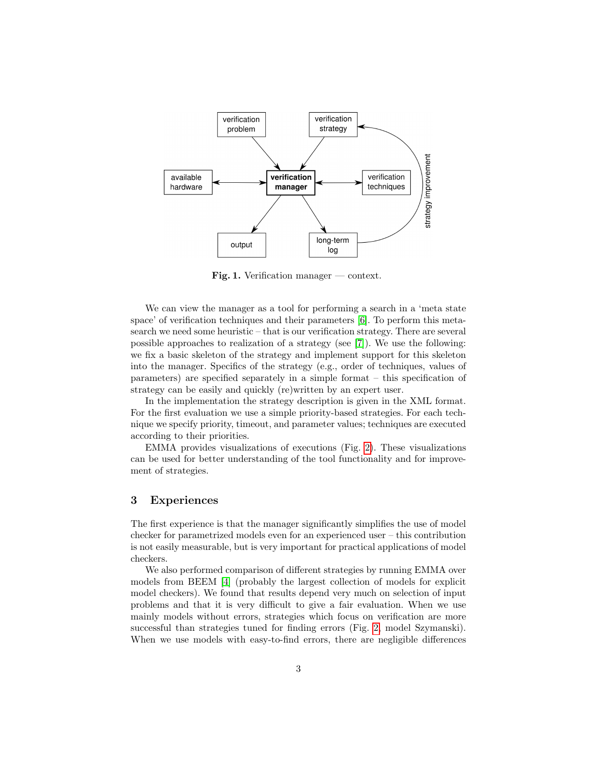**Fig. 1.** Verification manager — context.

We can view the manager as a tool for performing a search in a 'meta state space' of verification techniques and their parameters [6]. To perform this meta-search we need some heuristic – that is our verification strategy. There are several possible approaches to realization of a strategy (see [7]). We use the following: we fix a basic skeleton of the strategy and implement support for this skeleton into the manager. Specifics of the strategy (e.g., order of techniques, values of parameters) are specified separately in a simple format – this specification of strategy can be easily and quickly (re)written by an expert user.

In the implementation the strategy description is given in the XML format. For the first evaluation we use a simple priority-based strategies. For each technique we specify priority, timeout, and parameter values; techniques are executed according to their priorities.

EMMA provides visualizations of executions (Fig. 2). These visualizations can be used for better understanding of the tool functionality and for improvement of strategies.

## 3 Experiences

The first experience is that the manager significantly simplifies the use of model checker for parametrized models even for an experienced user – this contribution is not easily measurable, but is very important for practical applications of model checkers.

We also performed comparison of different strategies by running EMMA over models from BEEM [4] (probably the largest collection of models for explicit model checkers). We found that results depend very much on selection of input problems and that it is very difficult to give a fair evaluation. When we use mainly models without errors, strategies which focus on verification are more successful than strategies tuned for finding errors (Fig. 2, model Szymanski). When we use models with easy-to-find errors, there are negligible differences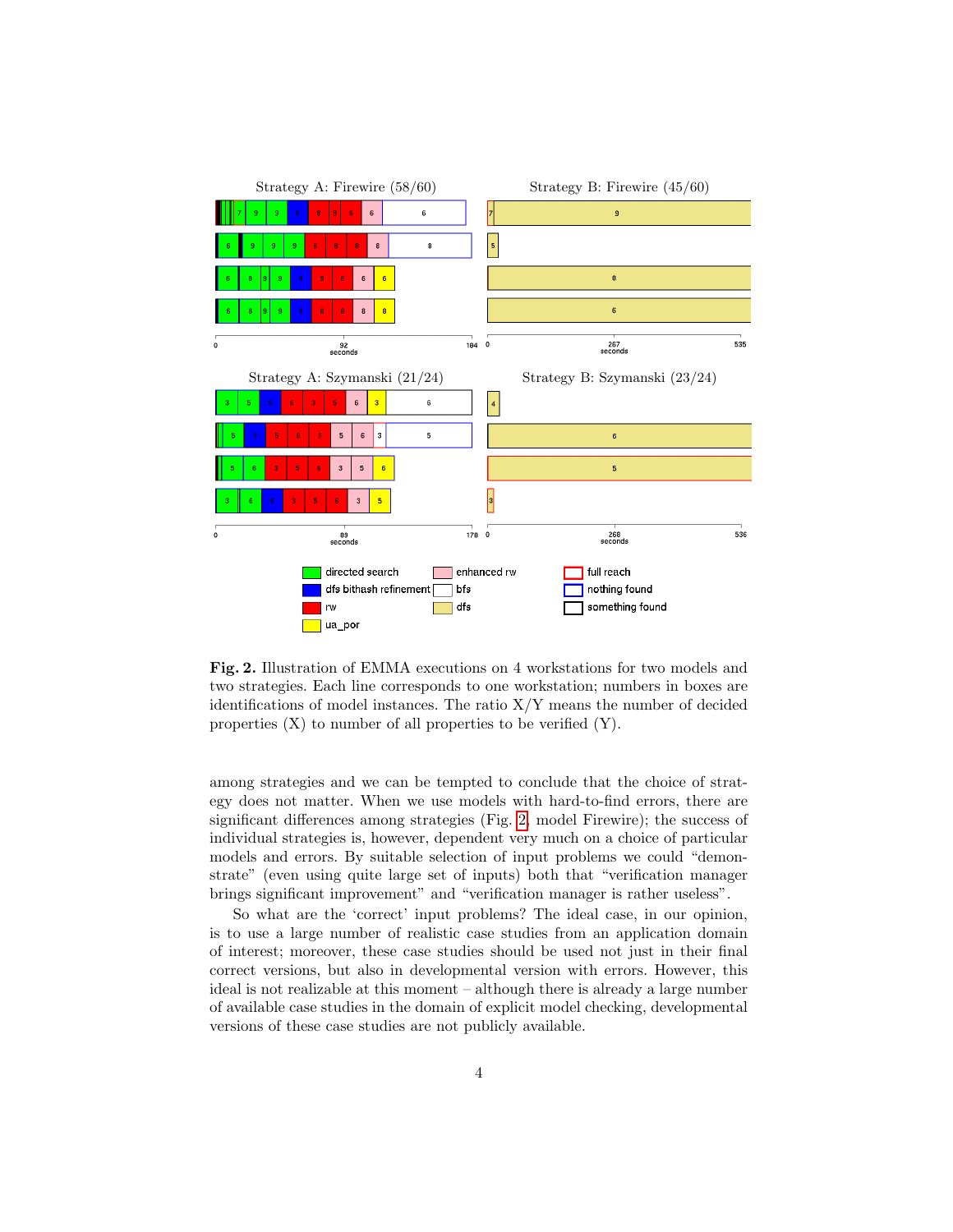**Fig. 2.** Illustration of EMMA executions on 4 workstations for two models and two strategies. Each line corresponds to one workstation; numbers in boxes are identifications of model instances. The ratio X/Y means the number of decided properties (X) to number of all properties to be verified (Y).

among strategies and we can be tempted to conclude that the choice of strategy does not matter. When we use models with hard-to-find errors, there are significant differences among strategies (Fig. 2, model Firewire); the success of individual strategies is, however, dependent very much on a choice of particular models and errors. By suitable selection of input problems we could "demonstrate" (even using quite large set of inputs) both that "verification manager brings significant improvement" and "verification manager is rather useless".

So what are the 'correct' input problems? The ideal case, in our opinion, is to use a large number of realistic case studies from an application domain of interest; moreover, these case studies should be used not just in their final correct versions, but also in developmental version with errors. However, this ideal is not realizable at this moment – although there is already a large number of available case studies in the domain of explicit model checking, developmental versions of these case studies are not publicly available.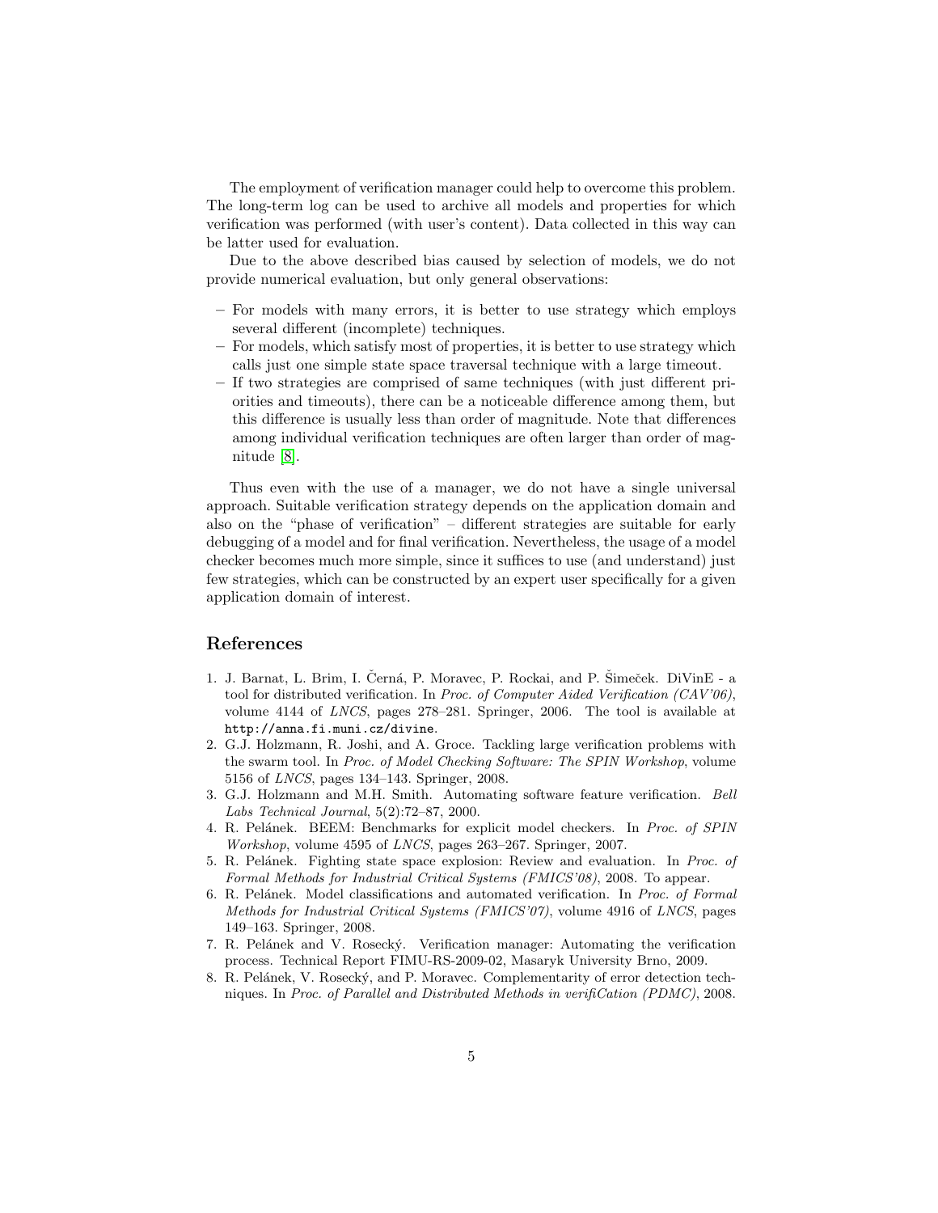The employment of verification manager could help to overcome this problem. The long-term log can be used to archive all models and properties for which verification was performed (with user's content). Data collected in this way can be latter used for evaluation.

Due to the above described bias caused by selection of models, we do not provide numerical evaluation, but only general observations:

- For models with many errors, it is better to use strategy which employs several different (incomplete) techniques.
- For models, which satisfy most of properties, it is better to use strategy which calls just one simple state space traversal technique with a large timeout.
- If two strategies are comprised of same techniques (with just different priorities and timeouts), there can be a noticeable difference among them, but this difference is usually less than order of magnitude. Note that differences among individual verification techniques are often larger than order of magnitude [8].

Thus even with the use of a manager, we do not have a single universal approach. Suitable verification strategy depends on the application domain and also on the "phase of verification" – different strategies are suitable for early debugging of a model and for final verification. Nevertheless, the usage of a model checker becomes much more simple, since it suffices to use (and understand) just few strategies, which can be constructed by an expert user specifically for a given application domain of interest.

## References

1. J. Barnat, L. Brim, I. Černá, P. Moravec, P. Rockai, and P. Šimeček. DiVinE - a tool for distributed verification. In *Proc. of Computer Aided Verification (CAV'06)*, volume 4144 of *LNCS*, pages 278–281. Springer, 2006. The tool is available at `http://anna.fi.muni.cz/divine`.
2. G.J. Holzmann, R. Joshi, and A. Groce. Tackling large verification problems with the swarm tool. In *Proc. of Model Checking Software: The SPIN Workshop*, volume 5156 of *LNCS*, pages 134–143. Springer, 2008.
3. G.J. Holzmann and M.H. Smith. Automating software feature verification. *Bell Labs Technical Journal*, 5(2):72–87, 2000.
4. R. Pelánek. BEEM: Benchmarks for explicit model checkers. In *Proc. of SPIN Workshop*, volume 4595 of *LNCS*, pages 263–267. Springer, 2007.
5. R. Pelánek. Fighting state space explosion: Review and evaluation. In *Proc. of Formal Methods for Industrial Critical Systems (FMICS'08)*, 2008. To appear.
6. R. Pelánek. Model classifications and automated verification. In *Proc. of Formal Methods for Industrial Critical Systems (FMICS'07)*, volume 4916 of *LNCS*, pages 149–163. Springer, 2008.
7. R. Pelánek and V. Rosecký. Verification manager: Automating the verification process. Technical Report FIMU-RS-2009-02, Masaryk University Brno, 2009.
8. R. Pelánek, V. Rosecký, and P. Moravec. Complementarity of error detection techniques. In *Proc. of Parallel and Distributed Methods in verifiCation (PDMC)*, 2008.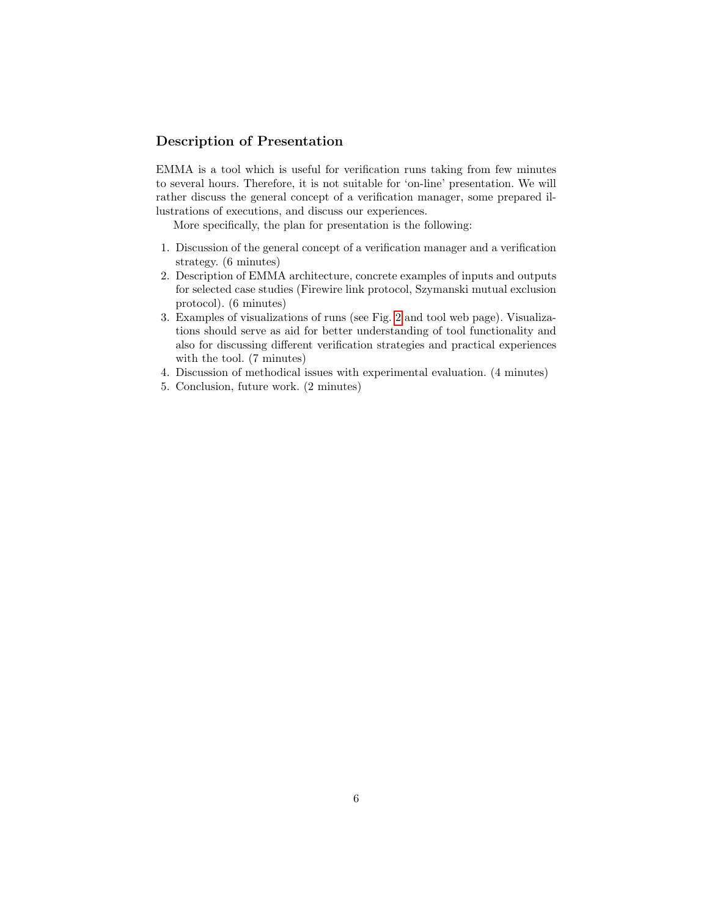## Description of Presentation

EMMA is a tool which is useful for verification runs taking from few minutes to several hours. Therefore, it is not suitable for 'on-line' presentation. We will rather discuss the general concept of a verification manager, some prepared illustrations of executions, and discuss our experiences.

More specifically, the plan for presentation is the following:

1. Discussion of the general concept of a verification manager and a verification strategy. (6 minutes)
2. Description of EMMA architecture, concrete examples of inputs and outputs for selected case studies (Firewire link protocol, Szymanski mutual exclusion protocol). (6 minutes)
3. Examples of visualizations of runs (see Fig. 2 and tool web page). Visualizations should serve as aid for better understanding of tool functionality and also for discussing different verification strategies and practical experiences with the tool. (7 minutes)
4. Discussion of methodical issues with experimental evaluation. (4 minutes)
5. Conclusion, future work. (2 minutes)